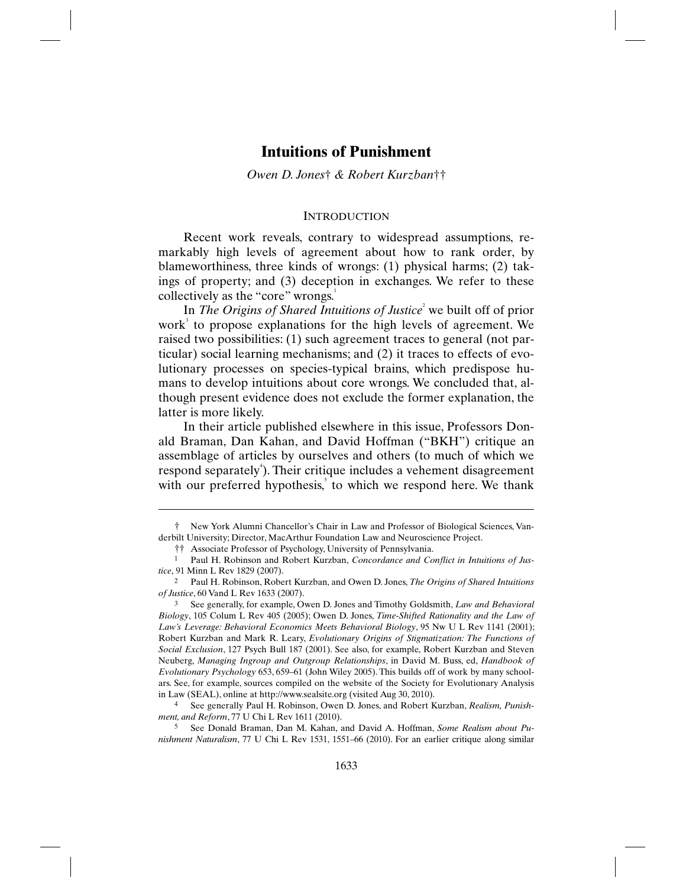# Intuitions of Punishment

*Owen D. Jones† & Robert Kurzban††*

## INTRODUCTION

Recent work reveals, contrary to widespread assumptions, remarkably high levels of agreement about how to rank order, by blameworthiness, three kinds of wrongs: (1) physical harms; (2) takings of property; and (3) deception in exchanges. We refer to these collectively as the "core" wrongs.[1]

In *The Origins of Shared Intuitions of Justice*[2] we built off of prior work[3] to propose explanations for the high levels of agreement. We raised two possibilities: (1) such agreement traces to general (not particular) social learning mechanisms; and (2) it traces to effects of evolutionary processes on species-typical brains, which predispose humans to develop intuitions about core wrongs. We concluded that, although present evidence does not exclude the former explanation, the latter is more likely.

In their article published elsewhere in this issue, Professors Donald Braman, Dan Kahan, and David Hoffman ("BKH") critique an assemblage of articles by ourselves and others (to much of which we respond separately[4]). Their critique includes a vehement disagreement with our preferred hypothesis,[5] to which we respond here. We thank

---

† New York Alumni Chancellor's Chair in Law and Professor of Biological Sciences, Vanderbilt University; Director, MacArthur Foundation Law and Neuroscience Project.

†† Associate Professor of Psychology, University of Pennsylvania.

1 Paul H. Robinson and Robert Kurzban, *Concordance and Conflict in Intuitions of Justice*, 91 Minn L Rev 1829 (2007).

2 Paul H. Robinson, Robert Kurzban, and Owen D. Jones, *The Origins of Shared Intuitions of Justice*, 60 Vand L Rev 1633 (2007).

3 See generally, for example, Owen D. Jones and Timothy Goldsmith, *Law and Behavioral Biology*, 105 Colum L Rev 405 (2005); Owen D. Jones, *Time-Shifted Rationality and the Law of Law's Leverage: Behavioral Economics Meets Behavioral Biology*, 95 Nw U L Rev 1141 (2001); Robert Kurzban and Mark R. Leary, *Evolutionary Origins of Stigmatization: The Functions of Social Exclusion*, 127 Psych Bull 187 (2001). See also, for example, Robert Kurzban and Steven Neuberg, *Managing Ingroup and Outgroup Relationships*, in David M. Buss, ed, *Handbook of Evolutionary Psychology* 653, 659–61 (John Wiley 2005). This builds off of work by many scholars. See, for example, sources compiled on the website of the Society for Evolutionary Analysis in Law (SEAL), online at http://www.sealsite.org (visited Aug 30, 2010).

4 See generally Paul H. Robinson, Owen D. Jones, and Robert Kurzban, *Realism, Punishment, and Reform*, 77 U Chi L Rev 1611 (2010).

5 See Donald Braman, Dan M. Kahan, and David A. Hoffman, *Some Realism about Punishment Naturalism*, 77 U Chi L Rev 1531, 1551–66 (2010). For an earlier critique along similar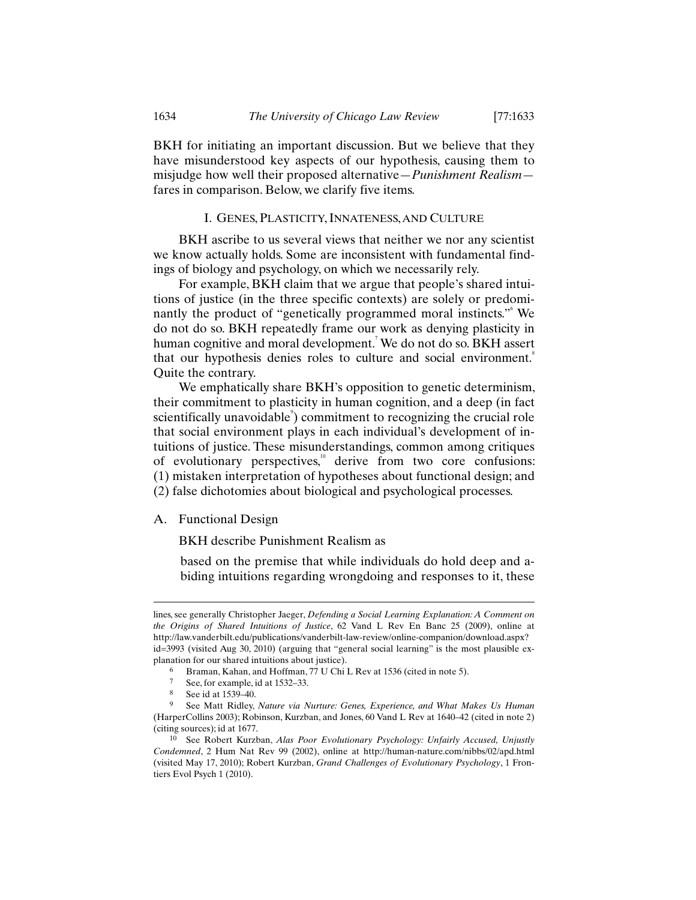BKH for initiating an important discussion. But we believe that they have misunderstood key aspects of our hypothesis, causing them to misjudge how well their proposed alternative—*Punishment Realism*—fares in comparison. Below, we clarify five items.

## I. GENES, PLASTICITY, INNATENESS, AND CULTURE

BKH ascribe to us several views that neither we nor any scientist we know actually holds. Some are inconsistent with fundamental findings of biology and psychology, on which we necessarily rely.

For example, BKH claim that we argue that people's shared intuitions of justice (in the three specific contexts) are solely or predominantly the product of "genetically programmed moral instincts."[6] We do not do so. BKH repeatedly frame our work as denying plasticity in human cognitive and moral development.[7] We do not do so. BKH assert that our hypothesis denies roles to culture and social environment.[8] Quite the contrary.

We emphatically share BKH's opposition to genetic determinism, their commitment to plasticity in human cognition, and a deep (in fact scientifically unavoidable[9]) commitment to recognizing the crucial role that social environment plays in each individual's development of intuitions of justice. These misunderstandings, common among critiques of evolutionary perspectives,[10] derive from two core confusions: (1) mistaken interpretation of hypotheses about functional design; and (2) false dichotomies about biological and psychological processes.

### A. Functional Design

BKH describe Punishment Realism as

> based on the premise that while individuals do hold deep and abiding intuitions regarding wrongdoing and responses to it, these

---

lines, see generally Christopher Jaeger, *Defending a Social Learning Explanation: A Comment on the Origins of Shared Intuitions of Justice*, 62 Vand L Rev En Banc 25 (2009), online at http://law.vanderbilt.edu/publications/vanderbilt-law-review/online-companion/download.aspx?id=3993 (visited Aug 30, 2010) (arguing that "general social learning" is the most plausible explanation for our shared intuitions about justice).

[6] Braman, Kahan, and Hoffman, 77 U Chi L Rev at 1536 (cited in note 5).

[7] See, for example, id at 1532–33.

[8] See id at 1539–40.

[9] See Matt Ridley, *Nature via Nurture: Genes, Experience, and What Makes Us Human* (HarperCollins 2003); Robinson, Kurzban, and Jones, 60 Vand L Rev at 1640–42 (cited in note 2) (citing sources); id at 1677.

[10] See Robert Kurzban, *Alas Poor Evolutionary Psychology: Unfairly Accused, Unjustly Condemned*, 2 Hum Nat Rev 99 (2002), online at http://human-nature.com/nibbs/02/apd.html (visited May 17, 2010); Robert Kurzban, *Grand Challenges of Evolutionary Psychology*, 1 Frontiers Evol Psych 1 (2010).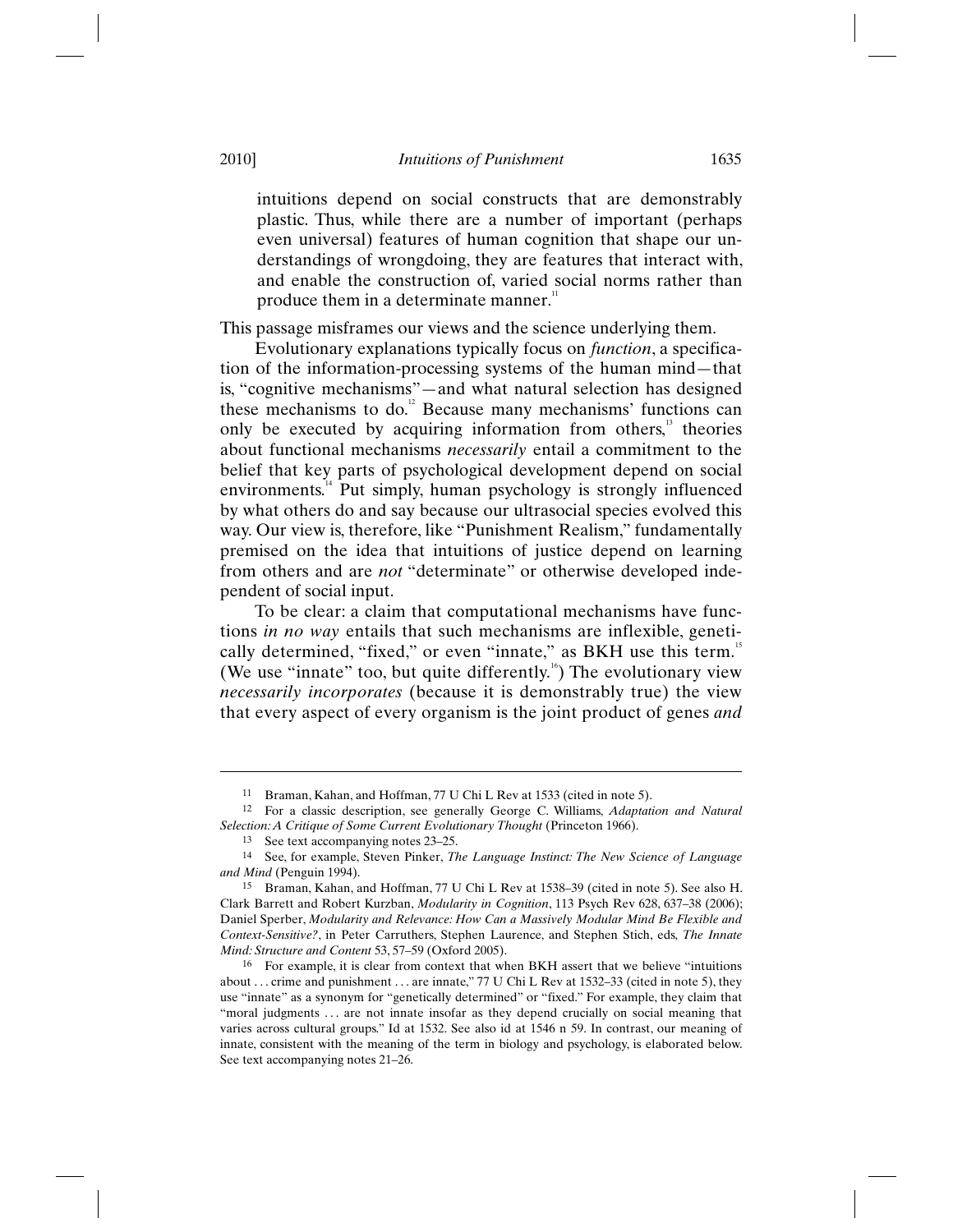> intuitions depend on social constructs that are demonstrably plastic. Thus, while there are a number of important (perhaps even universal) features of human cognition that shape our understandings of wrongdoing, they are features that interact with, and enable the construction of, varied social norms rather than produce them in a determinate manner.[11]

This passage misframes our views and the science underlying them.

Evolutionary explanations typically focus on *function*, a specification of the information-processing systems of the human mind—that is, "cognitive mechanisms"—and what natural selection has designed these mechanisms to do.[12] Because many mechanisms' functions can only be executed by acquiring information from others,[13] theories about functional mechanisms *necessarily* entail a commitment to the belief that key parts of psychological development depend on social environments.[14] Put simply, human psychology is strongly influenced by what others do and say because our ultrasocial species evolved this way. Our view is, therefore, like "Punishment Realism," fundamentally premised on the idea that intuitions of justice depend on learning from others and are *not* "determinate" or otherwise developed independent of social input.

To be clear: a claim that computational mechanisms have functions *in no way* entails that such mechanisms are inflexible, genetically determined, "fixed," or even "innate," as BKH use this term.[15] (We use "innate" too, but quite differently.[16]) The evolutionary view *necessarily incorporates* (because it is demonstrably true) the view that every aspect of every organism is the joint product of genes *and*

---

11 Braman, Kahan, and Hoffman, 77 U Chi L Rev at 1533 (cited in note 5).

12 For a classic description, see generally George C. Williams, *Adaptation and Natural Selection: A Critique of Some Current Evolutionary Thought* (Princeton 1966).

13 See text accompanying notes 23–25.

14 See, for example, Steven Pinker, *The Language Instinct: The New Science of Language and Mind* (Penguin 1994).

15 Braman, Kahan, and Hoffman, 77 U Chi L Rev at 1538–39 (cited in note 5). See also H. Clark Barrett and Robert Kurzban, *Modularity in Cognition*, 113 Psych Rev 628, 637–38 (2006); Daniel Sperber, *Modularity and Relevance: How Can a Massively Modular Mind Be Flexible and Context-Sensitive?*, in Peter Carruthers, Stephen Laurence, and Stephen Stich, eds, *The Innate Mind: Structure and Content* 53, 57–59 (Oxford 2005).

16 For example, it is clear from context that when BKH assert that we believe "intuitions about . . . crime and punishment . . . are innate," 77 U Chi L Rev at 1532–33 (cited in note 5), they use "innate" as a synonym for "genetically determined" or "fixed." For example, they claim that "moral judgments . . . are not innate insofar as they depend crucially on social meaning that varies across cultural groups." Id at 1532. See also id at 1546 n 59. In contrast, our meaning of innate, consistent with the meaning of the term in biology and psychology, is elaborated below. See text accompanying notes 21–26.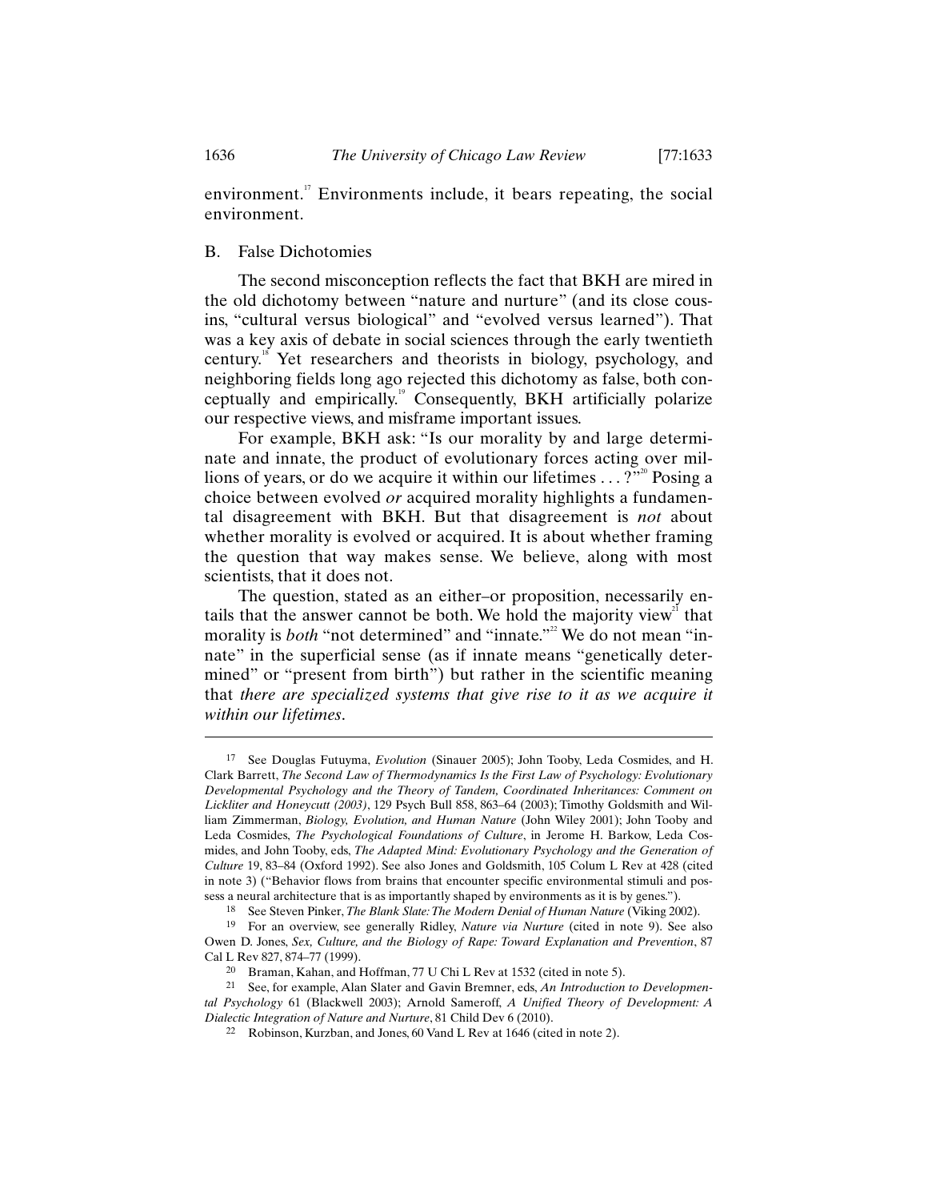environment.[17] Environments include, it bears repeating, the social environment.

## B. False Dichotomies

The second misconception reflects the fact that BKH are mired in the old dichotomy between "nature and nurture" (and its close cousins, "cultural versus biological" and "evolved versus learned"). That was a key axis of debate in social sciences through the early twentieth century.[18] Yet researchers and theorists in biology, psychology, and neighboring fields long ago rejected this dichotomy as false, both conceptually and empirically.[19] Consequently, BKH artificially polarize our respective views, and misframe important issues.

For example, BKH ask: "Is our morality by and large determinate and innate, the product of evolutionary forces acting over millions of years, or do we acquire it within our lifetimes . . . ?"[20] Posing a choice between evolved *or* acquired morality highlights a fundamental disagreement with BKH. But that disagreement is *not* about whether morality is evolved or acquired. It is about whether framing the question that way makes sense. We believe, along with most scientists, that it does not.

The question, stated as an either–or proposition, necessarily entails that the answer cannot be both. We hold the majority view[21] that morality is *both* "not determined" and "innate."[22] We do not mean "innate" in the superficial sense (as if innate means "genetically determined" or "present from birth") but rather in the scientific meaning that *there are specialized systems that give rise to it as we acquire it within our lifetimes*.

---

17 See Douglas Futuyma, *Evolution* (Sinauer 2005); John Tooby, Leda Cosmides, and H. Clark Barrett, *The Second Law of Thermodynamics Is the First Law of Psychology: Evolutionary Developmental Psychology and the Theory of Tandem, Coordinated Inheritances: Comment on Lickliter and Honeycutt (2003)*, 129 Psych Bull 858, 863–64 (2003); Timothy Goldsmith and William Zimmerman, *Biology, Evolution, and Human Nature* (John Wiley 2001); John Tooby and Leda Cosmides, *The Psychological Foundations of Culture*, in Jerome H. Barkow, Leda Cosmides, and John Tooby, eds, *The Adapted Mind: Evolutionary Psychology and the Generation of Culture* 19, 83–84 (Oxford 1992). See also Jones and Goldsmith, 105 Colum L Rev at 428 (cited in note 3) ("Behavior flows from brains that encounter specific environmental stimuli and possess a neural architecture that is as importantly shaped by environments as it is by genes.").

18 See Steven Pinker, *The Blank Slate: The Modern Denial of Human Nature* (Viking 2002).

19 For an overview, see generally Ridley, *Nature via Nurture* (cited in note 9). See also Owen D. Jones, *Sex, Culture, and the Biology of Rape: Toward Explanation and Prevention*, 87 Cal L Rev 827, 874–77 (1999).

20 Braman, Kahan, and Hoffman, 77 U Chi L Rev at 1532 (cited in note 5).

21 See, for example, Alan Slater and Gavin Bremner, eds, *An Introduction to Developmental Psychology* 61 (Blackwell 2003); Arnold Sameroff, *A Unified Theory of Development: A Dialectic Integration of Nature and Nurture*, 81 Child Dev 6 (2010).

22 Robinson, Kurzban, and Jones, 60 Vand L Rev at 1646 (cited in note 2).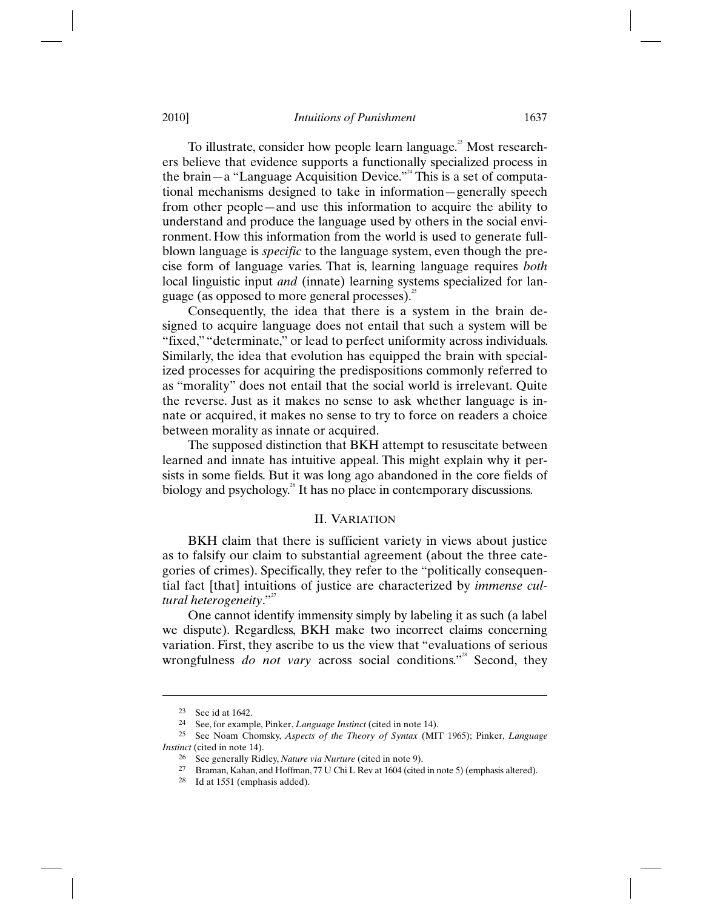To illustrate, consider how people learn language.[23] Most researchers believe that evidence supports a functionally specialized process in the brain—a "Language Acquisition Device."[24] This is a set of computational mechanisms designed to take in information—generally speech from other people—and use this information to acquire the ability to understand and produce the language used by others in the social environment. How this information from the world is used to generate full-blown language is *specific* to the language system, even though the precise form of language varies. That is, learning language requires *both* local linguistic input *and* (innate) learning systems specialized for language (as opposed to more general processes).[25]

Consequently, the idea that there is a system in the brain designed to acquire language does not entail that such a system will be "fixed," "determinate," or lead to perfect uniformity across individuals. Similarly, the idea that evolution has equipped the brain with specialized processes for acquiring the predispositions commonly referred to as "morality" does not entail that the social world is irrelevant. Quite the reverse. Just as it makes no sense to ask whether language is innate or acquired, it makes no sense to try to force on readers a choice between morality as innate or acquired.

The supposed distinction that BKH attempt to resuscitate between learned and innate has intuitive appeal. This might explain why it persists in some fields. But it was long ago abandoned in the core fields of biology and psychology.[26] It has no place in contemporary discussions.

## II. Variation

BKH claim that there is sufficient variety in views about justice as to falsify our claim to substantial agreement (about the three categories of crimes). Specifically, they refer to the "politically consequential fact [that] intuitions of justice are characterized by *immense cultural heterogeneity*."[27]

One cannot identify immensity simply by labeling it as such (a label we dispute). Regardless, BKH make two incorrect claims concerning variation. First, they ascribe to us the view that "evaluations of serious wrongfulness *do not vary* across social conditions."[28] Second, they

---

[23] See id at 1642.

[24] See, for example, Pinker, *Language Instinct* (cited in note 14).

[25] See Noam Chomsky, *Aspects of the Theory of Syntax* (MIT 1965); Pinker, *Language Instinct* (cited in note 14).

[26] See generally Ridley, *Nature via Nurture* (cited in note 9).

[27] Braman, Kahan, and Hoffman, 77 U Chi L Rev at 1604 (cited in note 5) (emphasis altered).

[28] Id at 1551 (emphasis added).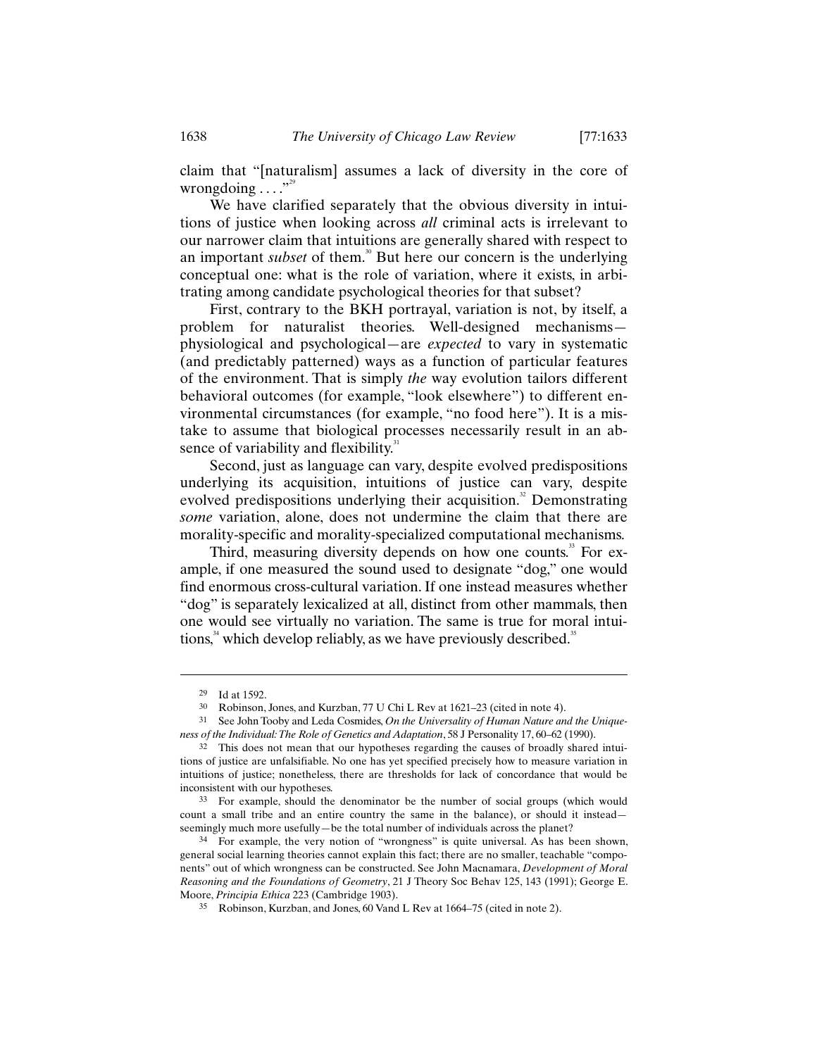claim that "[naturalism] assumes a lack of diversity in the core of wrongdoing . . . ."[29]

We have clarified separately that the obvious diversity in intuitions of justice when looking across *all* criminal acts is irrelevant to our narrower claim that intuitions are generally shared with respect to an important *subset* of them.[30] But here our concern is the underlying conceptual one: what is the role of variation, where it exists, in arbitrating among candidate psychological theories for that subset?

First, contrary to the BKH portrayal, variation is not, by itself, a problem for naturalist theories. Well-designed mechanisms—physiological and psychological—are *expected* to vary in systematic (and predictably patterned) ways as a function of particular features of the environment. That is simply *the* way evolution tailors different behavioral outcomes (for example, "look elsewhere") to different environmental circumstances (for example, "no food here"). It is a mistake to assume that biological processes necessarily result in an absence of variability and flexibility.[31]

Second, just as language can vary, despite evolved predispositions underlying its acquisition, intuitions of justice can vary, despite evolved predispositions underlying their acquisition.[32] Demonstrating *some* variation, alone, does not undermine the claim that there are morality-specific and morality-specialized computational mechanisms.

Third, measuring diversity depends on how one counts.[33] For example, if one measured the sound used to designate "dog," one would find enormous cross-cultural variation. If one instead measures whether "dog" is separately lexicalized at all, distinct from other mammals, then one would see virtually no variation. The same is true for moral intuitions,[34] which develop reliably, as we have previously described.[35]

---

29 Id at 1592.

30 Robinson, Jones, and Kurzban, 77 U Chi L Rev at 1621–23 (cited in note 4).

31 See John Tooby and Leda Cosmides, *On the Universality of Human Nature and the Uniqueness of the Individual: The Role of Genetics and Adaptation*, 58 J Personality 17, 60–62 (1990).

32 This does not mean that our hypotheses regarding the causes of broadly shared intuitions of justice are unfalsifiable. No one has yet specified precisely how to measure variation in intuitions of justice; nonetheless, there are thresholds for lack of concordance that would be inconsistent with our hypotheses.

33 For example, should the denominator be the number of social groups (which would count a small tribe and an entire country the same in the balance), or should it instead—seemingly much more usefully—be the total number of individuals across the planet?

34 For example, the very notion of "wrongness" is quite universal. As has been shown, general social learning theories cannot explain this fact; there are no smaller, teachable "components" out of which wrongness can be constructed. See John Macnamara, *Development of Moral Reasoning and the Foundations of Geometry*, 21 J Theory Soc Behav 125, 143 (1991); George E. Moore, *Principia Ethica* 223 (Cambridge 1903).

35 Robinson, Kurzban, and Jones, 60 Vand L Rev at 1664–75 (cited in note 2).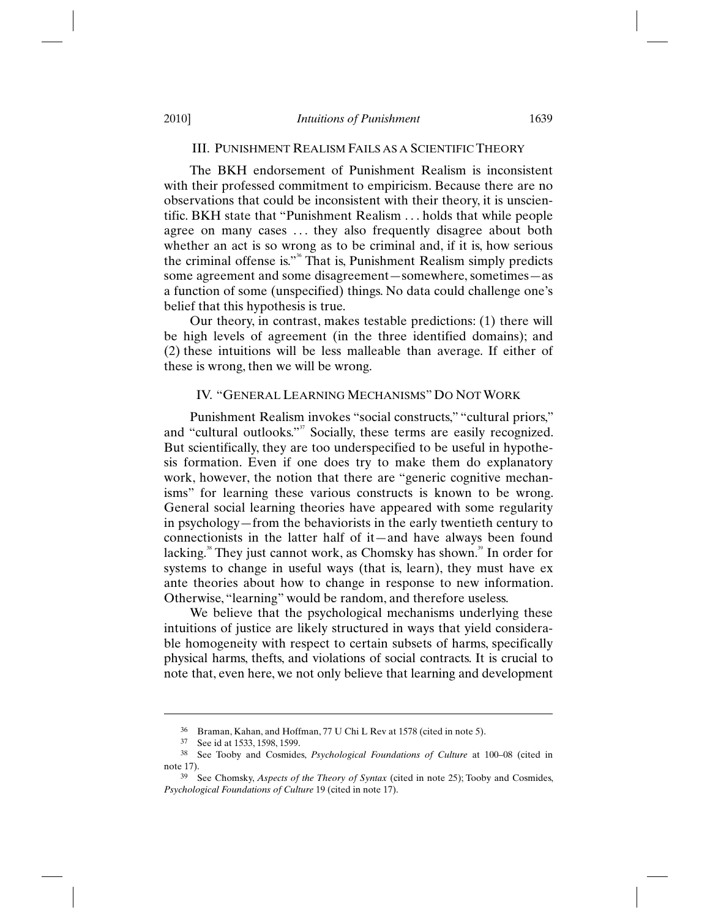## III. PUNISHMENT REALISM FAILS AS A SCIENTIFIC THEORY

The BKH endorsement of Punishment Realism is inconsistent with their professed commitment to empiricism. Because there are no observations that could be inconsistent with their theory, it is unscientific. BKH state that "Punishment Realism . . . holds that while people agree on many cases . . . they also frequently disagree about both whether an act is so wrong as to be criminal and, if it is, how serious the criminal offense is."[36] That is, Punishment Realism simply predicts some agreement and some disagreement—somewhere, sometimes—as a function of some (unspecified) things. No data could challenge one's belief that this hypothesis is true.

Our theory, in contrast, makes testable predictions: (1) there will be high levels of agreement (in the three identified domains); and (2) these intuitions will be less malleable than average. If either of these is wrong, then we will be wrong.

## IV. "GENERAL LEARNING MECHANISMS" DO NOT WORK

Punishment Realism invokes "social constructs," "cultural priors," and "cultural outlooks."[37] Socially, these terms are easily recognized. But scientifically, they are too underspecified to be useful in hypothesis formation. Even if one does try to make them do explanatory work, however, the notion that there are "generic cognitive mechanisms" for learning these various constructs is known to be wrong. General social learning theories have appeared with some regularity in psychology—from the behaviorists in the early twentieth century to connectionists in the latter half of it—and have always been found lacking.[38] They just cannot work, as Chomsky has shown.[39] In order for systems to change in useful ways (that is, learn), they must have ex ante theories about how to change in response to new information. Otherwise, "learning" would be random, and therefore useless.

We believe that the psychological mechanisms underlying these intuitions of justice are likely structured in ways that yield considerable homogeneity with respect to certain subsets of harms, specifically physical harms, thefts, and violations of social contracts. It is crucial to note that, even here, we not only believe that learning and development

---

[36] Braman, Kahan, and Hoffman, 77 U Chi L Rev at 1578 (cited in note 5).

[37] See id at 1533, 1598, 1599.

[38] See Tooby and Cosmides, *Psychological Foundations of Culture* at 100–08 (cited in note 17).

[39] See Chomsky, *Aspects of the Theory of Syntax* (cited in note 25); Tooby and Cosmides, *Psychological Foundations of Culture* 19 (cited in note 17).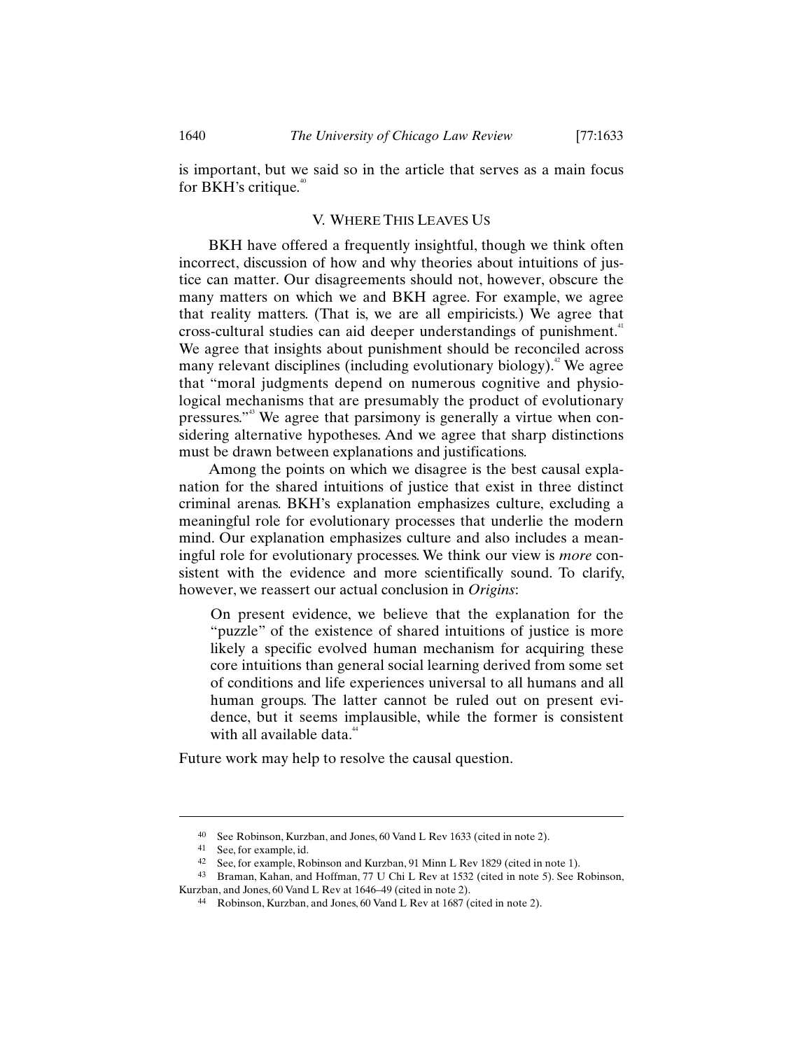is important, but we said so in the article that serves as a main focus for BKH's critique.[40]

## V. WHERE THIS LEAVES US

BKH have offered a frequently insightful, though we think often incorrect, discussion of how and why theories about intuitions of justice can matter. Our disagreements should not, however, obscure the many matters on which we and BKH agree. For example, we agree that reality matters. (That is, we are all empiricists.) We agree that cross-cultural studies can aid deeper understandings of punishment.[41] We agree that insights about punishment should be reconciled across many relevant disciplines (including evolutionary biology).[42] We agree that "moral judgments depend on numerous cognitive and physiological mechanisms that are presumably the product of evolutionary pressures."[43] We agree that parsimony is generally a virtue when considering alternative hypotheses. And we agree that sharp distinctions must be drawn between explanations and justifications.

Among the points on which we disagree is the best causal explanation for the shared intuitions of justice that exist in three distinct criminal arenas. BKH's explanation emphasizes culture, excluding a meaningful role for evolutionary processes that underlie the modern mind. Our explanation emphasizes culture and also includes a meaningful role for evolutionary processes. We think our view is *more* consistent with the evidence and more scientifically sound. To clarify, however, we reassert our actual conclusion in *Origins*:

> On present evidence, we believe that the explanation for the "puzzle" of the existence of shared intuitions of justice is more likely a specific evolved human mechanism for acquiring these core intuitions than general social learning derived from some set of conditions and life experiences universal to all humans and all human groups. The latter cannot be ruled out on present evidence, but it seems implausible, while the former is consistent with all available data.[44]

Future work may help to resolve the causal question.

---

[40] See Robinson, Kurzban, and Jones, 60 Vand L Rev 1633 (cited in note 2).

[41] See, for example, id.

[42] See, for example, Robinson and Kurzban, 91 Minn L Rev 1829 (cited in note 1).

[43] Braman, Kahan, and Hoffman, 77 U Chi L Rev at 1532 (cited in note 5). See Robinson, Kurzban, and Jones, 60 Vand L Rev at 1646–49 (cited in note 2).

[44] Robinson, Kurzban, and Jones, 60 Vand L Rev at 1687 (cited in note 2).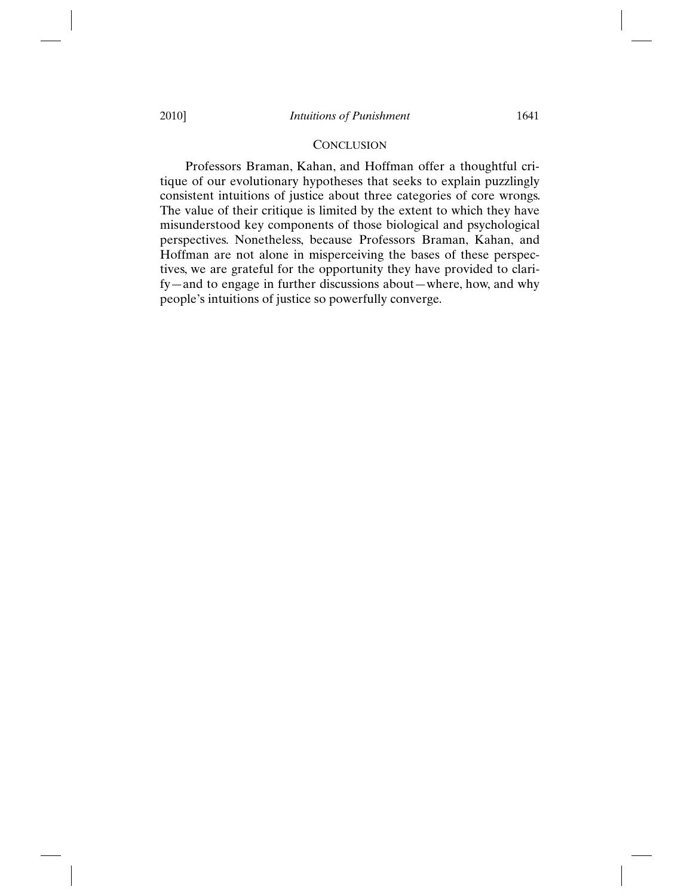## CONCLUSION

Professors Braman, Kahan, and Hoffman offer a thoughtful critique of our evolutionary hypotheses that seeks to explain puzzlingly consistent intuitions of justice about three categories of core wrongs. The value of their critique is limited by the extent to which they have misunderstood key components of those biological and psychological perspectives. Nonetheless, because Professors Braman, Kahan, and Hoffman are not alone in misperceiving the bases of these perspectives, we are grateful for the opportunity they have provided to clarify—and to engage in further discussions about—where, how, and why people's intuitions of justice so powerfully converge.